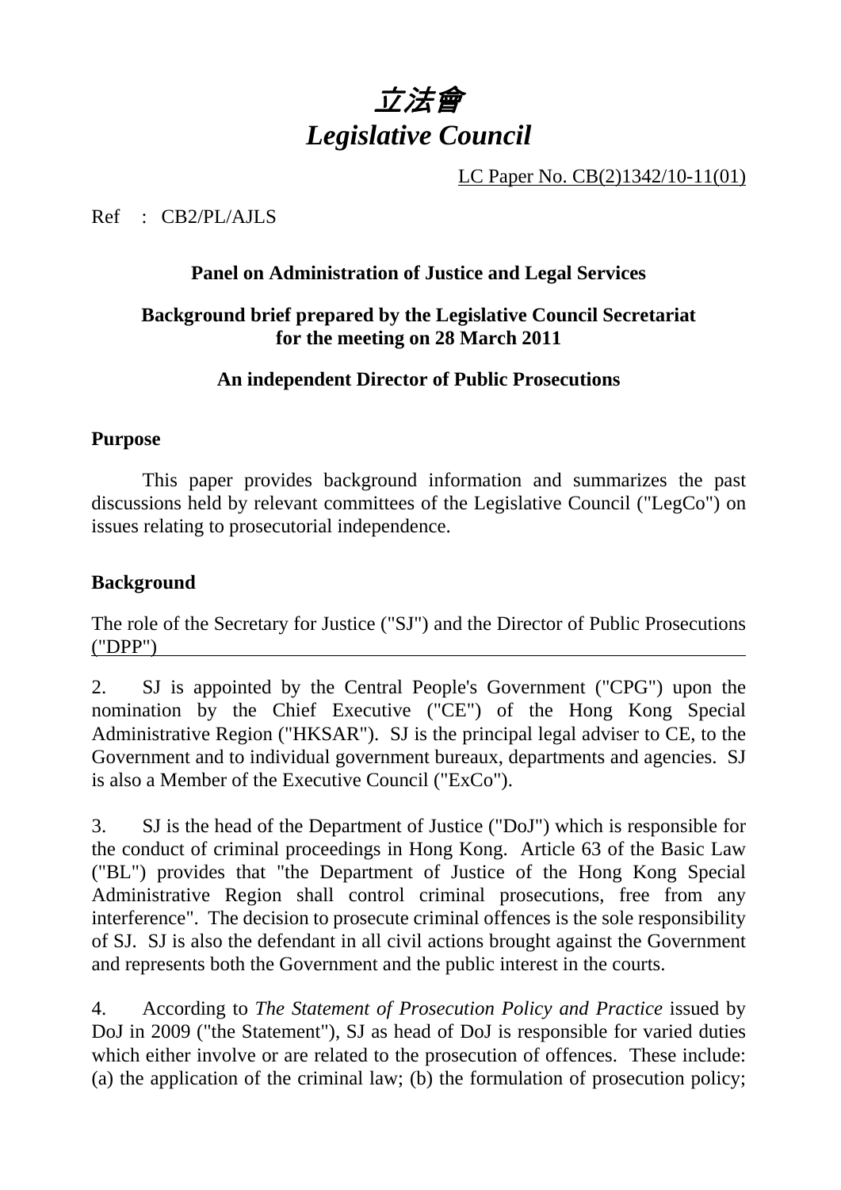# *立法會*
# *Legislative Council*

LC Paper No. CB(2)1342/10-11(01)

Ref : CB2/PL/AJLS

**Panel on Administration of Justice and Legal Services**

**Background brief prepared by the Legislative Council Secretariat for the meeting on 28 March 2011**

**An independent Director of Public Prosecutions**

## Purpose

This paper provides background information and summarizes the past discussions held by relevant committees of the Legislative Council ("LegCo") on issues relating to prosecutorial independence.

## Background

The role of the Secretary for Justice ("SJ") and the Director of Public Prosecutions ("DPP")

2. SJ is appointed by the Central People's Government ("CPG") upon the nomination by the Chief Executive ("CE") of the Hong Kong Special Administrative Region ("HKSAR"). SJ is the principal legal adviser to CE, to the Government and to individual government bureaux, departments and agencies. SJ is also a Member of the Executive Council ("ExCo").

3. SJ is the head of the Department of Justice ("DoJ") which is responsible for the conduct of criminal proceedings in Hong Kong. Article 63 of the Basic Law ("BL") provides that "the Department of Justice of the Hong Kong Special Administrative Region shall control criminal prosecutions, free from any interference". The decision to prosecute criminal offences is the sole responsibility of SJ. SJ is also the defendant in all civil actions brought against the Government and represents both the Government and the public interest in the courts.

4. According to *The Statement of Prosecution Policy and Practice* issued by DoJ in 2009 ("the Statement"), SJ as head of DoJ is responsible for varied duties which either involve or are related to the prosecution of offences. These include: (a) the application of the criminal law; (b) the formulation of prosecution policy;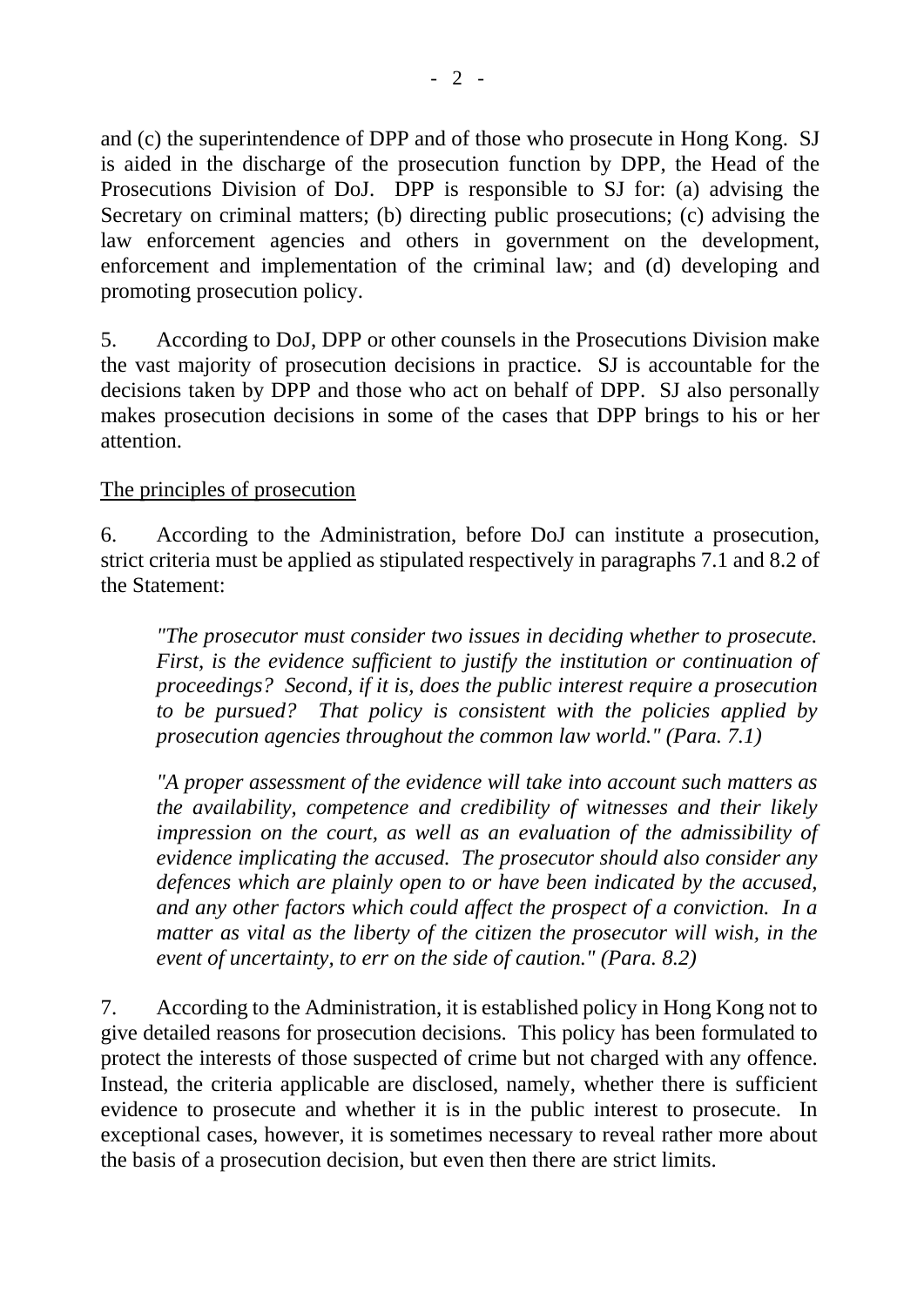and (c) the superintendence of DPP and of those who prosecute in Hong Kong. SJ is aided in the discharge of the prosecution function by DPP, the Head of the Prosecutions Division of DoJ. DPP is responsible to SJ for: (a) advising the Secretary on criminal matters; (b) directing public prosecutions; (c) advising the law enforcement agencies and others in government on the development, enforcement and implementation of the criminal law; and (d) developing and promoting prosecution policy.

5. According to DoJ, DPP or other counsels in the Prosecutions Division make the vast majority of prosecution decisions in practice. SJ is accountable for the decisions taken by DPP and those who act on behalf of DPP. SJ also personally makes prosecution decisions in some of the cases that DPP brings to his or her attention.

<u>The principles of prosecution</u>

6. According to the Administration, before DoJ can institute a prosecution, strict criteria must be applied as stipulated respectively in paragraphs 7.1 and 8.2 of the Statement:

> *"The prosecutor must consider two issues in deciding whether to prosecute. First, is the evidence sufficient to justify the institution or continuation of proceedings? Second, if it is, does the public interest require a prosecution to be pursued? That policy is consistent with the policies applied by prosecution agencies throughout the common law world." (Para. 7.1)*

> *"A proper assessment of the evidence will take into account such matters as the availability, competence and credibility of witnesses and their likely impression on the court, as well as an evaluation of the admissibility of evidence implicating the accused. The prosecutor should also consider any defences which are plainly open to or have been indicated by the accused, and any other factors which could affect the prospect of a conviction. In a matter as vital as the liberty of the citizen the prosecutor will wish, in the event of uncertainty, to err on the side of caution." (Para. 8.2)*

7. According to the Administration, it is established policy in Hong Kong not to give detailed reasons for prosecution decisions. This policy has been formulated to protect the interests of those suspected of crime but not charged with any offence. Instead, the criteria applicable are disclosed, namely, whether there is sufficient evidence to prosecute and whether it is in the public interest to prosecute. In exceptional cases, however, it is sometimes necessary to reveal rather more about the basis of a prosecution decision, but even then there are strict limits.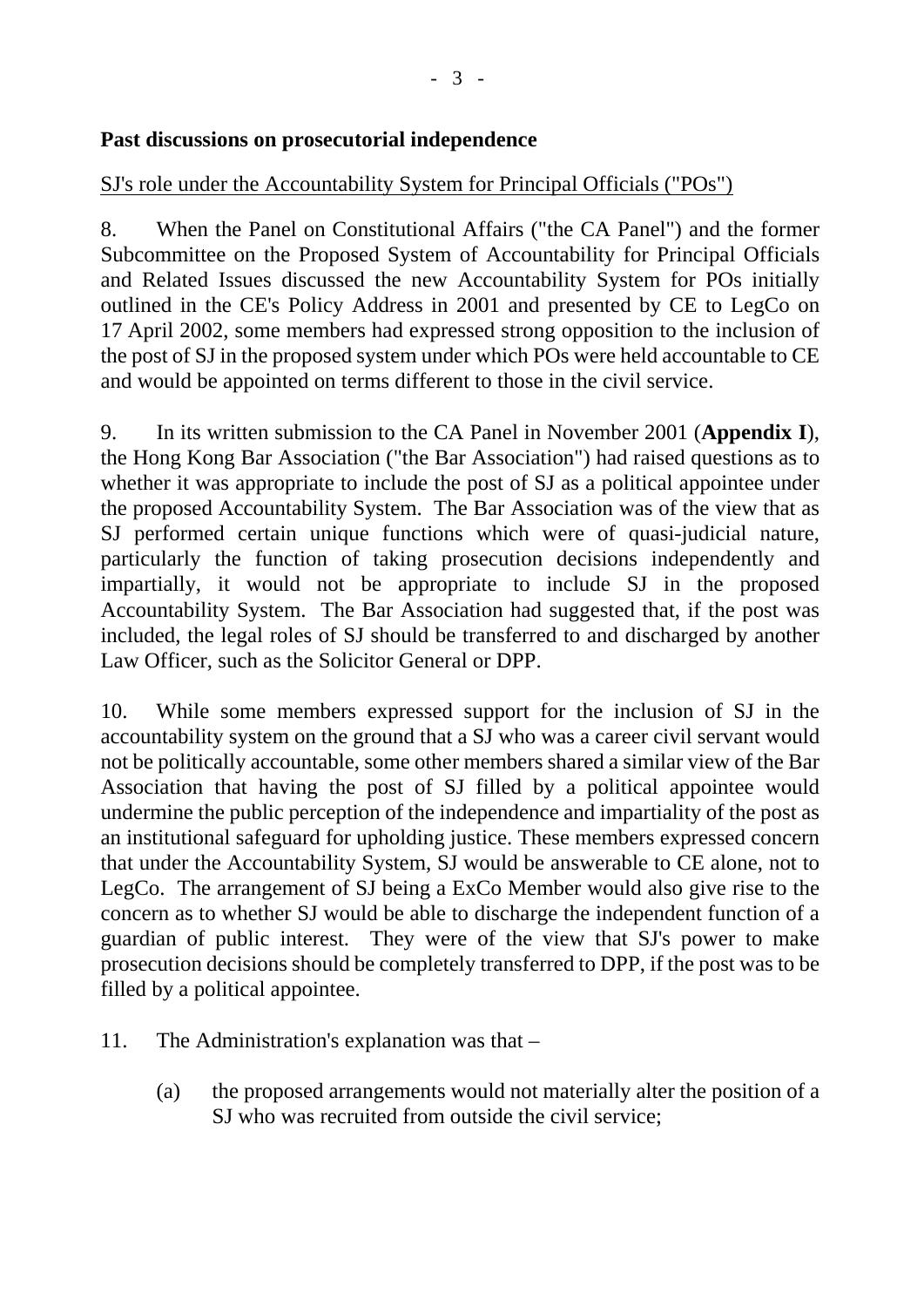**Past discussions on prosecutorial independence**

<u>SJ's role under the Accountability System for Principal Officials ("POs")</u>

8. When the Panel on Constitutional Affairs ("the CA Panel") and the former Subcommittee on the Proposed System of Accountability for Principal Officials and Related Issues discussed the new Accountability System for POs initially outlined in the CE's Policy Address in 2001 and presented by CE to LegCo on 17 April 2002, some members had expressed strong opposition to the inclusion of the post of SJ in the proposed system under which POs were held accountable to CE and would be appointed on terms different to those in the civil service.

9. In its written submission to the CA Panel in November 2001 (**Appendix I**), the Hong Kong Bar Association ("the Bar Association") had raised questions as to whether it was appropriate to include the post of SJ as a political appointee under the proposed Accountability System. The Bar Association was of the view that as SJ performed certain unique functions which were of quasi-judicial nature, particularly the function of taking prosecution decisions independently and impartially, it would not be appropriate to include SJ in the proposed Accountability System. The Bar Association had suggested that, if the post was included, the legal roles of SJ should be transferred to and discharged by another Law Officer, such as the Solicitor General or DPP.

10. While some members expressed support for the inclusion of SJ in the accountability system on the ground that a SJ who was a career civil servant would not be politically accountable, some other members shared a similar view of the Bar Association that having the post of SJ filled by a political appointee would undermine the public perception of the independence and impartiality of the post as an institutional safeguard for upholding justice. These members expressed concern that under the Accountability System, SJ would be answerable to CE alone, not to LegCo. The arrangement of SJ being a ExCo Member would also give rise to the concern as to whether SJ would be able to discharge the independent function of a guardian of public interest. They were of the view that SJ's power to make prosecution decisions should be completely transferred to DPP, if the post was to be filled by a political appointee.

11. The Administration's explanation was that –

(a) the proposed arrangements would not materially alter the position of a SJ who was recruited from outside the civil service;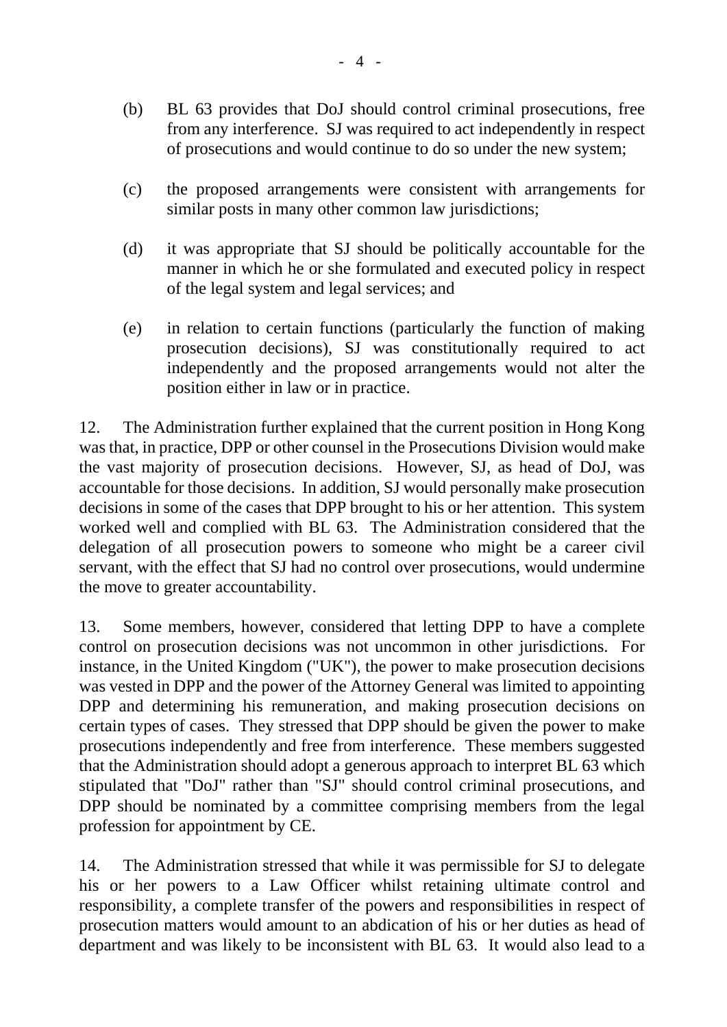(b) BL 63 provides that DoJ should control criminal prosecutions, free from any interference. SJ was required to act independently in respect of prosecutions and would continue to do so under the new system;

(c) the proposed arrangements were consistent with arrangements for similar posts in many other common law jurisdictions;

(d) it was appropriate that SJ should be politically accountable for the manner in which he or she formulated and executed policy in respect of the legal system and legal services; and

(e) in relation to certain functions (particularly the function of making prosecution decisions), SJ was constitutionally required to act independently and the proposed arrangements would not alter the position either in law or in practice.

12. The Administration further explained that the current position in Hong Kong was that, in practice, DPP or other counsel in the Prosecutions Division would make the vast majority of prosecution decisions. However, SJ, as head of DoJ, was accountable for those decisions. In addition, SJ would personally make prosecution decisions in some of the cases that DPP brought to his or her attention. This system worked well and complied with BL 63. The Administration considered that the delegation of all prosecution powers to someone who might be a career civil servant, with the effect that SJ had no control over prosecutions, would undermine the move to greater accountability.

13. Some members, however, considered that letting DPP to have a complete control on prosecution decisions was not uncommon in other jurisdictions. For instance, in the United Kingdom ("UK"), the power to make prosecution decisions was vested in DPP and the power of the Attorney General was limited to appointing DPP and determining his remuneration, and making prosecution decisions on certain types of cases. They stressed that DPP should be given the power to make prosecutions independently and free from interference. These members suggested that the Administration should adopt a generous approach to interpret BL 63 which stipulated that "DoJ" rather than "SJ" should control criminal prosecutions, and DPP should be nominated by a committee comprising members from the legal profession for appointment by CE.

14. The Administration stressed that while it was permissible for SJ to delegate his or her powers to a Law Officer whilst retaining ultimate control and responsibility, a complete transfer of the powers and responsibilities in respect of prosecution matters would amount to an abdication of his or her duties as head of department and was likely to be inconsistent with BL 63. It would also lead to a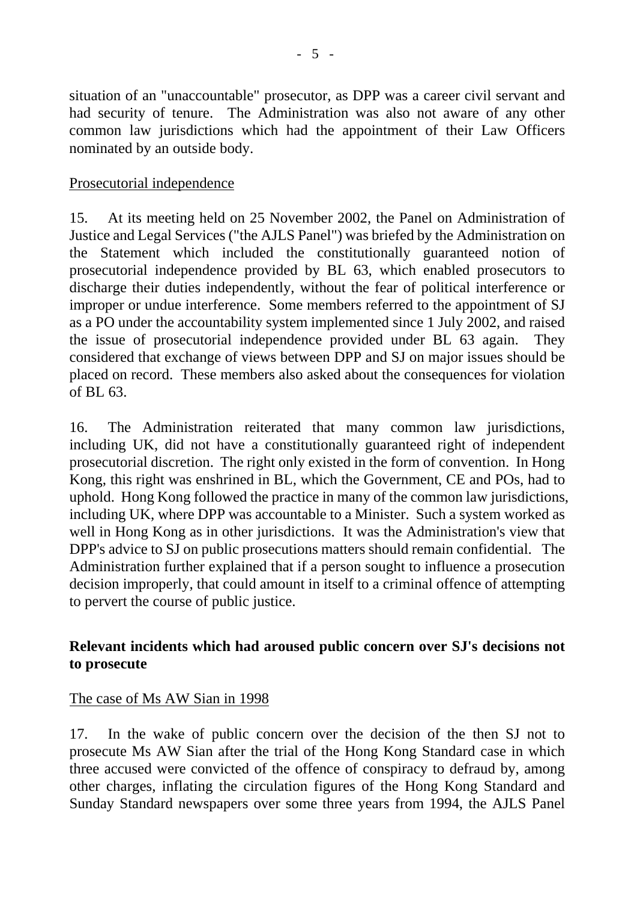situation of an "unaccountable" prosecutor, as DPP was a career civil servant and had security of tenure. The Administration was also not aware of any other common law jurisdictions which had the appointment of their Law Officers nominated by an outside body.

<u>Prosecutorial independence</u>

15. At its meeting held on 25 November 2002, the Panel on Administration of Justice and Legal Services ("the AJLS Panel") was briefed by the Administration on the Statement which included the constitutionally guaranteed notion of prosecutorial independence provided by BL 63, which enabled prosecutors to discharge their duties independently, without the fear of political interference or improper or undue interference. Some members referred to the appointment of SJ as a PO under the accountability system implemented since 1 July 2002, and raised the issue of prosecutorial independence provided under BL 63 again. They considered that exchange of views between DPP and SJ on major issues should be placed on record. These members also asked about the consequences for violation of BL 63.

16. The Administration reiterated that many common law jurisdictions, including UK, did not have a constitutionally guaranteed right of independent prosecutorial discretion. The right only existed in the form of convention. In Hong Kong, this right was enshrined in BL, which the Government, CE and POs, had to uphold. Hong Kong followed the practice in many of the common law jurisdictions, including UK, where DPP was accountable to a Minister. Such a system worked as well in Hong Kong as in other jurisdictions. It was the Administration's view that DPP's advice to SJ on public prosecutions matters should remain confidential. The Administration further explained that if a person sought to influence a prosecution decision improperly, that could amount in itself to a criminal offence of attempting to pervert the course of public justice.

**Relevant incidents which had aroused public concern over SJ's decisions not to prosecute**

<u>The case of Ms AW Sian in 1998</u>

17. In the wake of public concern over the decision of the then SJ not to prosecute Ms AW Sian after the trial of the Hong Kong Standard case in which three accused were convicted of the offence of conspiracy to defraud by, among other charges, inflating the circulation figures of the Hong Kong Standard and Sunday Standard newspapers over some three years from 1994, the AJLS Panel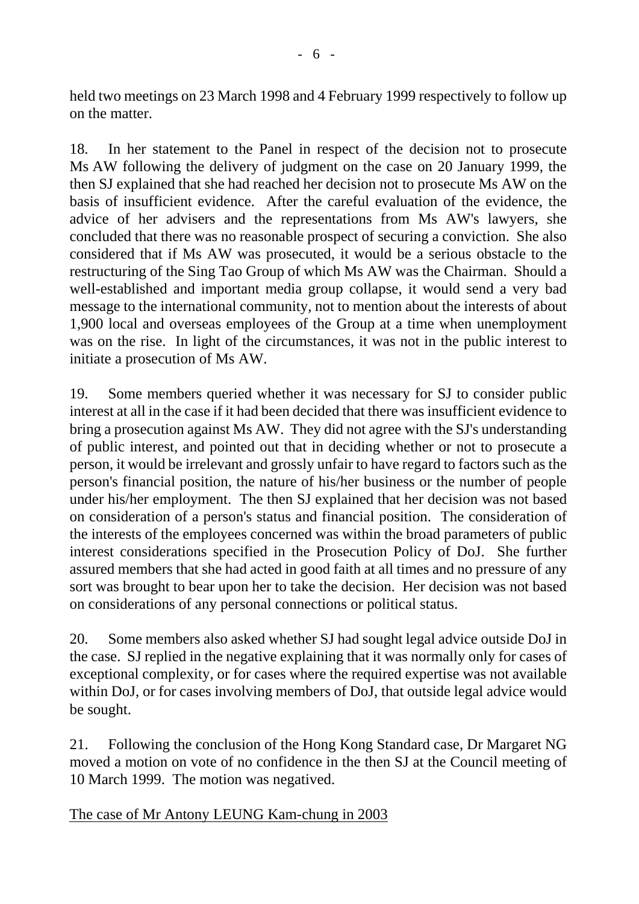held two meetings on 23 March 1998 and 4 February 1999 respectively to follow up on the matter.

18. In her statement to the Panel in respect of the decision not to prosecute Ms AW following the delivery of judgment on the case on 20 January 1999, the then SJ explained that she had reached her decision not to prosecute Ms AW on the basis of insufficient evidence. After the careful evaluation of the evidence, the advice of her advisers and the representations from Ms AW's lawyers, she concluded that there was no reasonable prospect of securing a conviction. She also considered that if Ms AW was prosecuted, it would be a serious obstacle to the restructuring of the Sing Tao Group of which Ms AW was the Chairman. Should a well-established and important media group collapse, it would send a very bad message to the international community, not to mention about the interests of about 1,900 local and overseas employees of the Group at a time when unemployment was on the rise. In light of the circumstances, it was not in the public interest to initiate a prosecution of Ms AW.

19. Some members queried whether it was necessary for SJ to consider public interest at all in the case if it had been decided that there was insufficient evidence to bring a prosecution against Ms AW. They did not agree with the SJ's understanding of public interest, and pointed out that in deciding whether or not to prosecute a person, it would be irrelevant and grossly unfair to have regard to factors such as the person's financial position, the nature of his/her business or the number of people under his/her employment. The then SJ explained that her decision was not based on consideration of a person's status and financial position. The consideration of the interests of the employees concerned was within the broad parameters of public interest considerations specified in the Prosecution Policy of DoJ. She further assured members that she had acted in good faith at all times and no pressure of any sort was brought to bear upon her to take the decision. Her decision was not based on considerations of any personal connections or political status.

20. Some members also asked whether SJ had sought legal advice outside DoJ in the case. SJ replied in the negative explaining that it was normally only for cases of exceptional complexity, or for cases where the required expertise was not available within DoJ, or for cases involving members of DoJ, that outside legal advice would be sought.

21. Following the conclusion of the Hong Kong Standard case, Dr Margaret NG moved a motion on vote of no confidence in the then SJ at the Council meeting of 10 March 1999. The motion was negatived.

<u>The case of Mr Antony LEUNG Kam-chung in 2003</u>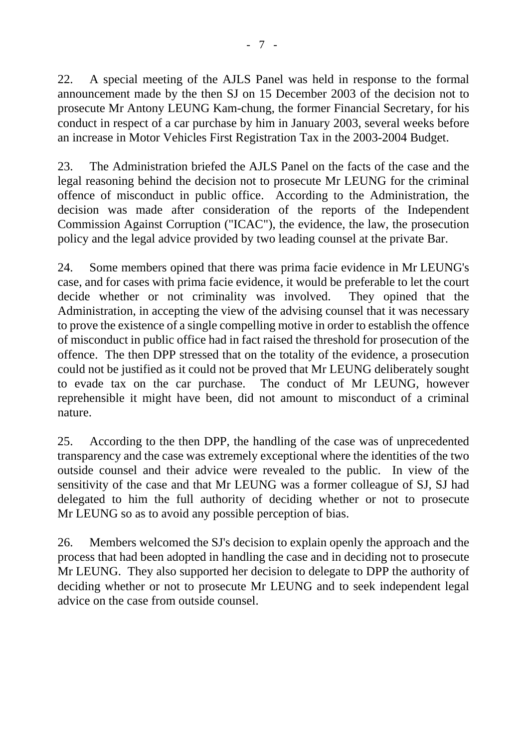22. A special meeting of the AJLS Panel was held in response to the formal announcement made by the then SJ on 15 December 2003 of the decision not to prosecute Mr Antony LEUNG Kam-chung, the former Financial Secretary, for his conduct in respect of a car purchase by him in January 2003, several weeks before an increase in Motor Vehicles First Registration Tax in the 2003-2004 Budget.

23. The Administration briefed the AJLS Panel on the facts of the case and the legal reasoning behind the decision not to prosecute Mr LEUNG for the criminal offence of misconduct in public office. According to the Administration, the decision was made after consideration of the reports of the Independent Commission Against Corruption ("ICAC"), the evidence, the law, the prosecution policy and the legal advice provided by two leading counsel at the private Bar.

24. Some members opined that there was prima facie evidence in Mr LEUNG's case, and for cases with prima facie evidence, it would be preferable to let the court decide whether or not criminality was involved. They opined that the Administration, in accepting the view of the advising counsel that it was necessary to prove the existence of a single compelling motive in order to establish the offence of misconduct in public office had in fact raised the threshold for prosecution of the offence. The then DPP stressed that on the totality of the evidence, a prosecution could not be justified as it could not be proved that Mr LEUNG deliberately sought to evade tax on the car purchase. The conduct of Mr LEUNG, however reprehensible it might have been, did not amount to misconduct of a criminal nature.

25. According to the then DPP, the handling of the case was of unprecedented transparency and the case was extremely exceptional where the identities of the two outside counsel and their advice were revealed to the public. In view of the sensitivity of the case and that Mr LEUNG was a former colleague of SJ, SJ had delegated to him the full authority of deciding whether or not to prosecute Mr LEUNG so as to avoid any possible perception of bias.

26. Members welcomed the SJ's decision to explain openly the approach and the process that had been adopted in handling the case and in deciding not to prosecute Mr LEUNG. They also supported her decision to delegate to DPP the authority of deciding whether or not to prosecute Mr LEUNG and to seek independent legal advice on the case from outside counsel.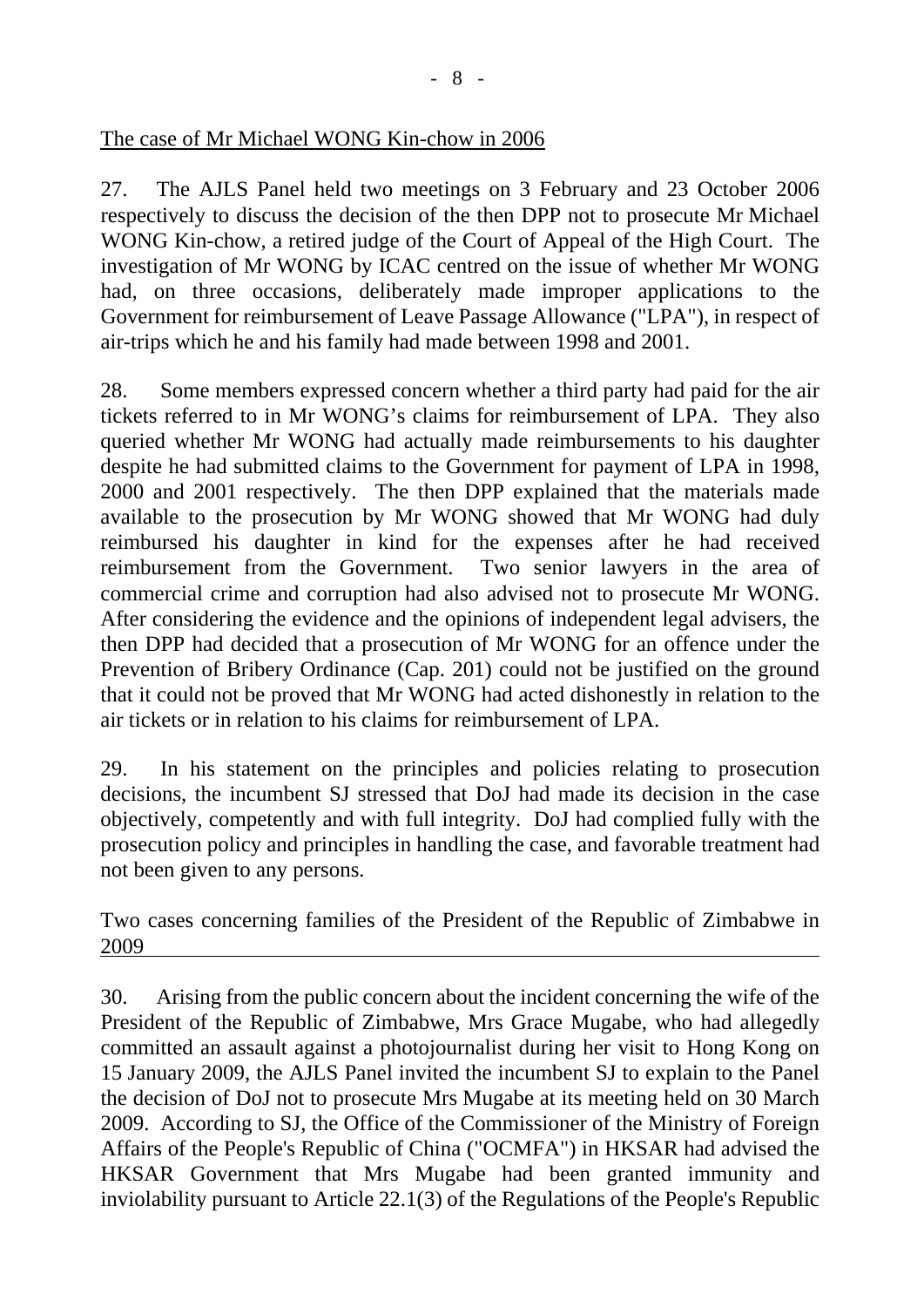The case of Mr Michael WONG Kin-chow in 2006

27. The AJLS Panel held two meetings on 3 February and 23 October 2006 respectively to discuss the decision of the then DPP not to prosecute Mr Michael WONG Kin-chow, a retired judge of the Court of Appeal of the High Court. The investigation of Mr WONG by ICAC centred on the issue of whether Mr WONG had, on three occasions, deliberately made improper applications to the Government for reimbursement of Leave Passage Allowance ("LPA"), in respect of air-trips which he and his family had made between 1998 and 2001.

28. Some members expressed concern whether a third party had paid for the air tickets referred to in Mr WONG's claims for reimbursement of LPA. They also queried whether Mr WONG had actually made reimbursements to his daughter despite he had submitted claims to the Government for payment of LPA in 1998, 2000 and 2001 respectively. The then DPP explained that the materials made available to the prosecution by Mr WONG showed that Mr WONG had duly reimbursed his daughter in kind for the expenses after he had received reimbursement from the Government. Two senior lawyers in the area of commercial crime and corruption had also advised not to prosecute Mr WONG. After considering the evidence and the opinions of independent legal advisers, the then DPP had decided that a prosecution of Mr WONG for an offence under the Prevention of Bribery Ordinance (Cap. 201) could not be justified on the ground that it could not be proved that Mr WONG had acted dishonestly in relation to the air tickets or in relation to his claims for reimbursement of LPA.

29. In his statement on the principles and policies relating to prosecution decisions, the incumbent SJ stressed that DoJ had made its decision in the case objectively, competently and with full integrity. DoJ had complied fully with the prosecution policy and principles in handling the case, and favorable treatment had not been given to any persons.

Two cases concerning families of the President of the Republic of Zimbabwe in 2009

30. Arising from the public concern about the incident concerning the wife of the President of the Republic of Zimbabwe, Mrs Grace Mugabe, who had allegedly committed an assault against a photojournalist during her visit to Hong Kong on 15 January 2009, the AJLS Panel invited the incumbent SJ to explain to the Panel the decision of DoJ not to prosecute Mrs Mugabe at its meeting held on 30 March 2009. According to SJ, the Office of the Commissioner of the Ministry of Foreign Affairs of the People's Republic of China ("OCMFA") in HKSAR had advised the HKSAR Government that Mrs Mugabe had been granted immunity and inviolability pursuant to Article 22.1(3) of the Regulations of the People's Republic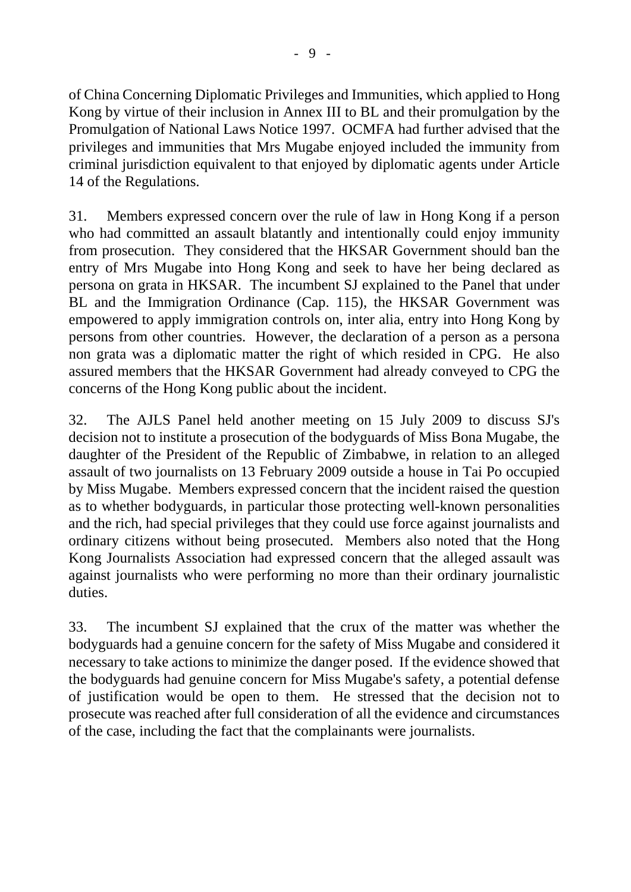of China Concerning Diplomatic Privileges and Immunities, which applied to Hong Kong by virtue of their inclusion in Annex III to BL and their promulgation by the Promulgation of National Laws Notice 1997. OCMFA had further advised that the privileges and immunities that Mrs Mugabe enjoyed included the immunity from criminal jurisdiction equivalent to that enjoyed by diplomatic agents under Article 14 of the Regulations.

31. Members expressed concern over the rule of law in Hong Kong if a person who had committed an assault blatantly and intentionally could enjoy immunity from prosecution. They considered that the HKSAR Government should ban the entry of Mrs Mugabe into Hong Kong and seek to have her being declared as persona on grata in HKSAR. The incumbent SJ explained to the Panel that under BL and the Immigration Ordinance (Cap. 115), the HKSAR Government was empowered to apply immigration controls on, inter alia, entry into Hong Kong by persons from other countries. However, the declaration of a person as a persona non grata was a diplomatic matter the right of which resided in CPG. He also assured members that the HKSAR Government had already conveyed to CPG the concerns of the Hong Kong public about the incident.

32. The AJLS Panel held another meeting on 15 July 2009 to discuss SJ's decision not to institute a prosecution of the bodyguards of Miss Bona Mugabe, the daughter of the President of the Republic of Zimbabwe, in relation to an alleged assault of two journalists on 13 February 2009 outside a house in Tai Po occupied by Miss Mugabe. Members expressed concern that the incident raised the question as to whether bodyguards, in particular those protecting well-known personalities and the rich, had special privileges that they could use force against journalists and ordinary citizens without being prosecuted. Members also noted that the Hong Kong Journalists Association had expressed concern that the alleged assault was against journalists who were performing no more than their ordinary journalistic duties.

33. The incumbent SJ explained that the crux of the matter was whether the bodyguards had a genuine concern for the safety of Miss Mugabe and considered it necessary to take actions to minimize the danger posed. If the evidence showed that the bodyguards had genuine concern for Miss Mugabe's safety, a potential defense of justification would be open to them. He stressed that the decision not to prosecute was reached after full consideration of all the evidence and circumstances of the case, including the fact that the complainants were journalists.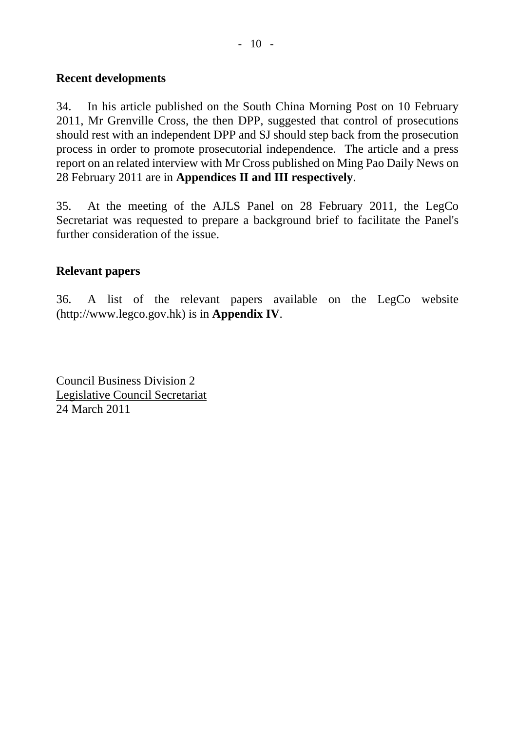## Recent developments

34. In his article published on the South China Morning Post on 10 February 2011, Mr Grenville Cross, the then DPP, suggested that control of prosecutions should rest with an independent DPP and SJ should step back from the prosecution process in order to promote prosecutorial independence. The article and a press report on an related interview with Mr Cross published on Ming Pao Daily News on 28 February 2011 are in **Appendices II and III respectively**.

35. At the meeting of the AJLS Panel on 28 February 2011, the LegCo Secretariat was requested to prepare a background brief to facilitate the Panel's further consideration of the issue.

## Relevant papers

36. A list of the relevant papers available on the LegCo website (http://www.legco.gov.hk) is in **Appendix IV**.

Council Business Division 2
Legislative Council Secretariat
24 March 2011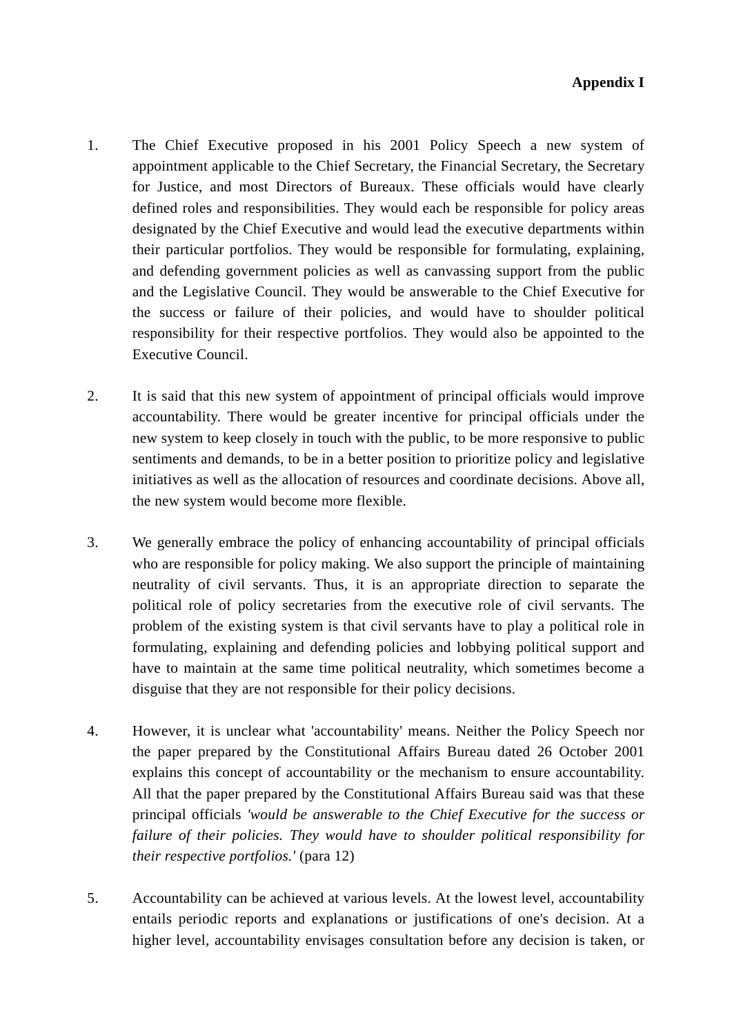**Appendix I**

1. The Chief Executive proposed in his 2001 Policy Speech a new system of appointment applicable to the Chief Secretary, the Financial Secretary, the Secretary for Justice, and most Directors of Bureaux. These officials would have clearly defined roles and responsibilities. They would each be responsible for policy areas designated by the Chief Executive and would lead the executive departments within their particular portfolios. They would be responsible for formulating, explaining, and defending government policies as well as canvassing support from the public and the Legislative Council. They would be answerable to the Chief Executive for the success or failure of their policies, and would have to shoulder political responsibility for their respective portfolios. They would also be appointed to the Executive Council.

2. It is said that this new system of appointment of principal officials would improve accountability. There would be greater incentive for principal officials under the new system to keep closely in touch with the public, to be more responsive to public sentiments and demands, to be in a better position to prioritize policy and legislative initiatives as well as the allocation of resources and coordinate decisions. Above all, the new system would become more flexible.

3. We generally embrace the policy of enhancing accountability of principal officials who are responsible for policy making. We also support the principle of maintaining neutrality of civil servants. Thus, it is an appropriate direction to separate the political role of policy secretaries from the executive role of civil servants. The problem of the existing system is that civil servants have to play a political role in formulating, explaining and defending policies and lobbying political support and have to maintain at the same time political neutrality, which sometimes become a disguise that they are not responsible for their policy decisions.

4. However, it is unclear what 'accountability' means. Neither the Policy Speech nor the paper prepared by the Constitutional Affairs Bureau dated 26 October 2001 explains this concept of accountability or the mechanism to ensure accountability. All that the paper prepared by the Constitutional Affairs Bureau said was that these principal officials *'would be answerable to the Chief Executive for the success or failure of their policies. They would have to shoulder political responsibility for their respective portfolios.'* (para 12)

5. Accountability can be achieved at various levels. At the lowest level, accountability entails periodic reports and explanations or justifications of one's decision. At a higher level, accountability envisages consultation before any decision is taken, or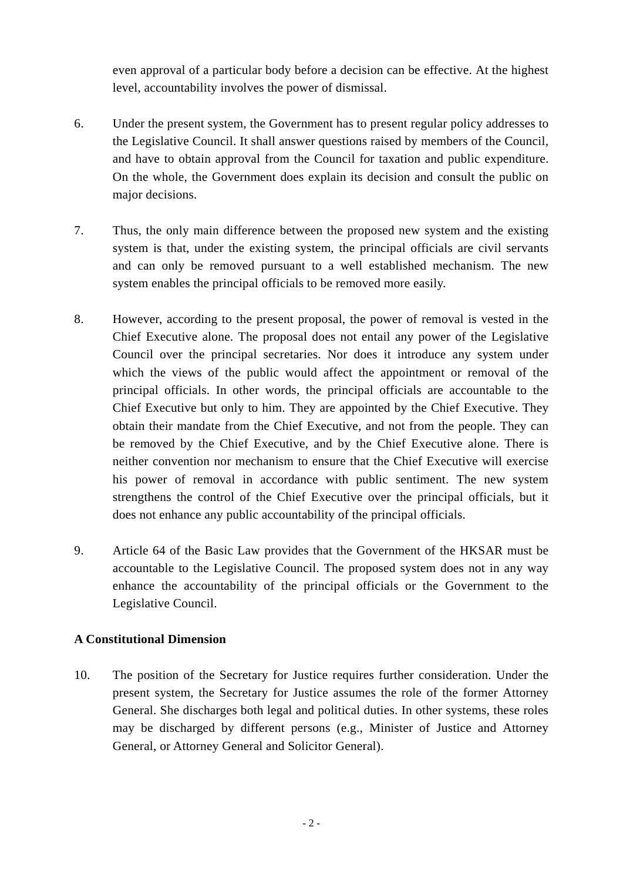even approval of a particular body before a decision can be effective. At the highest level, accountability involves the power of dismissal.

6. Under the present system, the Government has to present regular policy addresses to the Legislative Council. It shall answer questions raised by members of the Council, and have to obtain approval from the Council for taxation and public expenditure. On the whole, the Government does explain its decision and consult the public on major decisions.

7. Thus, the only main difference between the proposed new system and the existing system is that, under the existing system, the principal officials are civil servants and can only be removed pursuant to a well established mechanism. The new system enables the principal officials to be removed more easily.

8. However, according to the present proposal, the power of removal is vested in the Chief Executive alone. The proposal does not entail any power of the Legislative Council over the principal secretaries. Nor does it introduce any system under which the views of the public would affect the appointment or removal of the principal officials. In other words, the principal officials are accountable to the Chief Executive but only to him. They are appointed by the Chief Executive. They obtain their mandate from the Chief Executive, and not from the people. They can be removed by the Chief Executive, and by the Chief Executive alone. There is neither convention nor mechanism to ensure that the Chief Executive will exercise his power of removal in accordance with public sentiment. The new system strengthens the control of the Chief Executive over the principal officials, but it does not enhance any public accountability of the principal officials.

9. Article 64 of the Basic Law provides that the Government of the HKSAR must be accountable to the Legislative Council. The proposed system does not in any way enhance the accountability of the principal officials or the Government to the Legislative Council.

**A Constitutional Dimension**

10. The position of the Secretary for Justice requires further consideration. Under the present system, the Secretary for Justice assumes the role of the former Attorney General. She discharges both legal and political duties. In other systems, these roles may be discharged by different persons (e.g., Minister of Justice and Attorney General, or Attorney General and Solicitor General).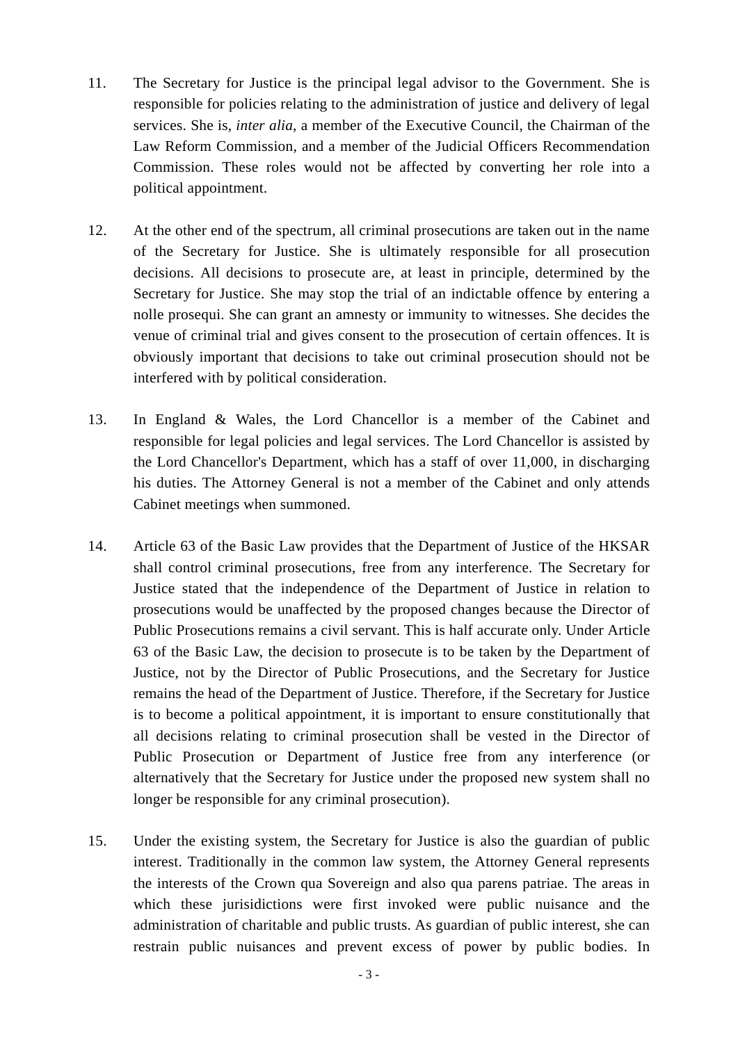11. The Secretary for Justice is the principal legal advisor to the Government. She is responsible for policies relating to the administration of justice and delivery of legal services. She is, *inter alia*, a member of the Executive Council, the Chairman of the Law Reform Commission, and a member of the Judicial Officers Recommendation Commission. These roles would not be affected by converting her role into a political appointment.

12. At the other end of the spectrum, all criminal prosecutions are taken out in the name of the Secretary for Justice. She is ultimately responsible for all prosecution decisions. All decisions to prosecute are, at least in principle, determined by the Secretary for Justice. She may stop the trial of an indictable offence by entering a nolle prosequi. She can grant an amnesty or immunity to witnesses. She decides the venue of criminal trial and gives consent to the prosecution of certain offences. It is obviously important that decisions to take out criminal prosecution should not be interfered with by political consideration.

13. In England & Wales, the Lord Chancellor is a member of the Cabinet and responsible for legal policies and legal services. The Lord Chancellor is assisted by the Lord Chancellor's Department, which has a staff of over 11,000, in discharging his duties. The Attorney General is not a member of the Cabinet and only attends Cabinet meetings when summoned.

14. Article 63 of the Basic Law provides that the Department of Justice of the HKSAR shall control criminal prosecutions, free from any interference. The Secretary for Justice stated that the independence of the Department of Justice in relation to prosecutions would be unaffected by the proposed changes because the Director of Public Prosecutions remains a civil servant. This is half accurate only. Under Article 63 of the Basic Law, the decision to prosecute is to be taken by the Department of Justice, not by the Director of Public Prosecutions, and the Secretary for Justice remains the head of the Department of Justice. Therefore, if the Secretary for Justice is to become a political appointment, it is important to ensure constitutionally that all decisions relating to criminal prosecution shall be vested in the Director of Public Prosecution or Department of Justice free from any interference (or alternatively that the Secretary for Justice under the proposed new system shall no longer be responsible for any criminal prosecution).

15. Under the existing system, the Secretary for Justice is also the guardian of public interest. Traditionally in the common law system, the Attorney General represents the interests of the Crown qua Sovereign and also qua parens patriae. The areas in which these jurisidictions were first invoked were public nuisance and the administration of charitable and public trusts. As guardian of public interest, she can restrain public nuisances and prevent excess of power by public bodies. In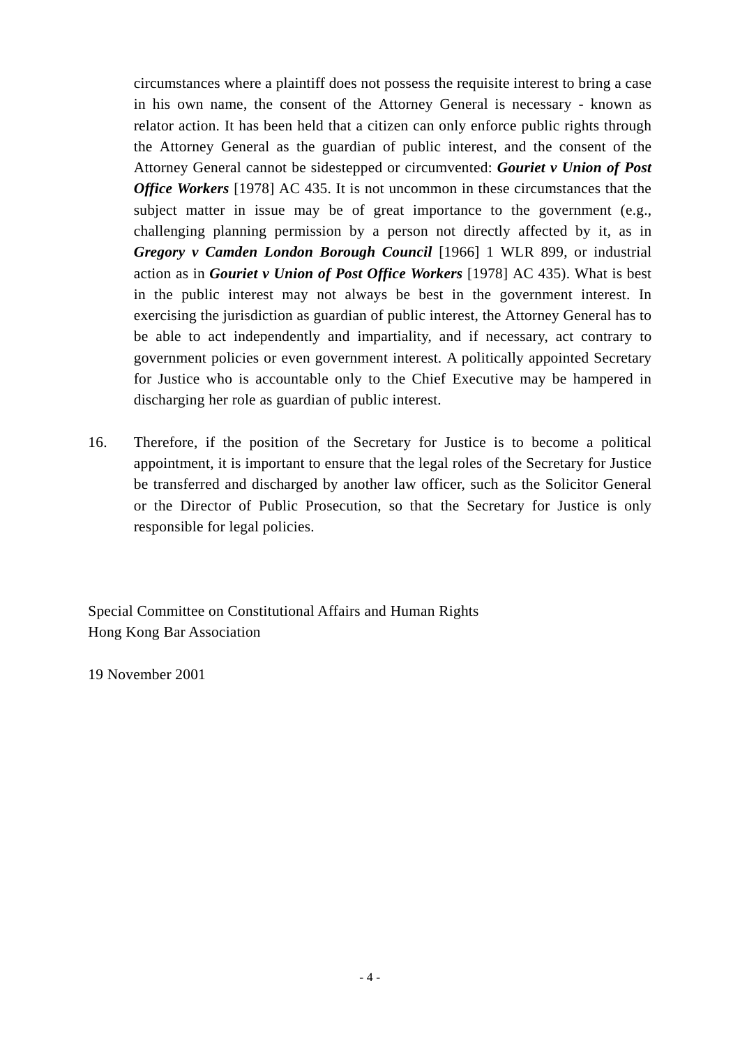circumstances where a plaintiff does not possess the requisite interest to bring a case in his own name, the consent of the Attorney General is necessary - known as relator action. It has been held that a citizen can only enforce public rights through the Attorney General as the guardian of public interest, and the consent of the Attorney General cannot be sidestepped or circumvented: ***Gouriet v Union of Post Office Workers*** [1978] AC 435. It is not uncommon in these circumstances that the subject matter in issue may be of great importance to the government (e.g., challenging planning permission by a person not directly affected by it, as in ***Gregory v Camden London Borough Council*** [1966] 1 WLR 899, or industrial action as in ***Gouriet v Union of Post Office Workers*** [1978] AC 435). What is best in the public interest may not always be best in the government interest. In exercising the jurisdiction as guardian of public interest, the Attorney General has to be able to act independently and impartiality, and if necessary, act contrary to government policies or even government interest. A politically appointed Secretary for Justice who is accountable only to the Chief Executive may be hampered in discharging her role as guardian of public interest.

16. Therefore, if the position of the Secretary for Justice is to become a political appointment, it is important to ensure that the legal roles of the Secretary for Justice be transferred and discharged by another law officer, such as the Solicitor General or the Director of Public Prosecution, so that the Secretary for Justice is only responsible for legal policies.

Special Committee on Constitutional Affairs and Human Rights
Hong Kong Bar Association

19 November 2001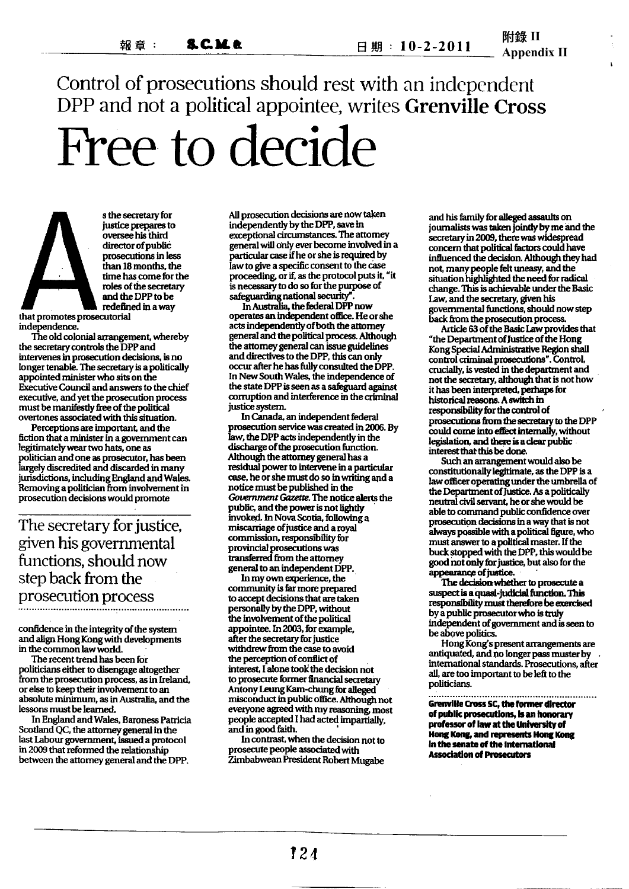報章： S.C.M.P. 日期：10-2-2011

附錄 II
Appendix II

Control of prosecutions should rest with an independent DPP and not a political appointee, writes **Grenville Cross**

# Free to decide

As the secretary for justice prepares to oversee his third director of public prosecutions in less than 18 months, the time has come for the roles of the secretary and the DPP to be redefined in a way that promotes prosecutorial independence.

The old colonial arrangement, whereby the secretary controls the DPP and intervenes in prosecution decisions, is no longer tenable. The secretary is a politically appointed minister who sits on the Executive Council and answers to the chief executive, and yet the prosecution process must be manifestly free of the political overtones associated with this situation.

Perceptions are important, and the fiction that a minister in a government can legitimately wear two hats, one as politician and one as prosecutor, has been largely discredited and discarded in many jurisdictions, including England and Wales. Removing a politician from involvement in prosecution decisions would promote confidence in the integrity of the system and align Hong Kong with developments in the common law world.

> The secretary for justice, given his governmental functions, should now step back from the prosecution process

The recent trend has been for politicians either to disengage altogether from the prosecution process, as in Ireland, or else to keep their involvement to an absolute minimum, as in Australia, and the lessons must be learned.

In England and Wales, Baroness Patricia Scotland QC, the attorney general in the last Labour government, issued a protocol in 2009 that reformed the relationship between the attorney general and the DPP. All prosecution decisions are now taken independently by the DPP, save in exceptional circumstances. The attorney general will only ever become involved in a particular case if he or she is required by law to give a specific consent to the case proceeding, or if, as the protocol puts it, "it is necessary to do so for the purpose of safeguarding national security".

In Australia, the federal DPP now operates an independent office. He or she acts independently of both the attorney general and the political process. Although the attorney general can issue guidelines and directives to the DPP, this can only occur after he has fully consulted the DPP. In New South Wales, the independence of the state DPP is seen as a safeguard against corruption and interference in the criminal justice system.

In Canada, an independent federal prosecution service was created in 2006. By law, the DPP acts independently in the discharge of the prosecution function. Although the attorney general has a residual power to intervene in a particular case, he or she must do so in writing and a notice must be published in the *Government Gazette*. The notice alerts the public, and the power is not lightly invoked. In Nova Scotia, following a miscarriage of justice and a royal commission, responsibility for provincial prosecutions was transferred from the attorney general to an independent DPP.

In my own experience, the community is far more prepared to accept decisions that are taken personally by the DPP, without the involvement of the political appointee. In 2003, for example, after the secretary for justice withdrew from the case to avoid the perception of conflict of interest, I alone took the decision not to prosecute former financial secretary Antony Leung Kam-chung for alleged misconduct in public office. Although not everyone agreed with my reasoning, most people accepted I had acted impartially, and in good faith.

In contrast, when the decision not to prosecute people associated with Zimbabwean President Robert Mugabe and his family for alleged assaults on journalists was taken jointly by me and the secretary in 2009, there was widespread concern that political factors could have influenced the decision. Although they had not, many people felt uneasy, and the situation highlighted the need for radical change. This is achievable under the Basic Law, and the secretary, given his governmental functions, should now step back from the prosecution process.

Article 63 of the Basic Law provides that "the Department of Justice of the Hong Kong Special Administrative Region shall control criminal prosecutions". Control, crucially, is vested in the department and not the secretary, although that is not how it has been interpreted, perhaps for historical reasons. A switch in responsibility for the control of prosecutions from the secretary to the DPP could come into effect internally, without legislation, and there is a clear public interest that this be done.

Such an arrangement would also be constitutionally legitimate, as the DPP is a law officer operating under the umbrella of the Department of Justice. As a politically neutral civil servant, he or she would be able to command public confidence over prosecution decisions in a way that is not always possible with a political figure, who must answer to a political master. If the buck stopped with the DPP, this would be good not only for justice, but also for the appearance of justice.

The decision whether to prosecute a suspect is a quasi-judicial function. This responsibility must therefore be exercised by a public prosecutor who is truly independent of government and is seen to be above politics.

Hong Kong's present arrangements are antiquated, and no longer pass muster by international standards. Prosecutions, after all, are too important to be left to the politicians.

**Grenville Cross SC, the former director of public prosecutions, is an honorary professor of law at the University of Hong Kong, and represents Hong Kong in the senate of the International Association of Prosecutors**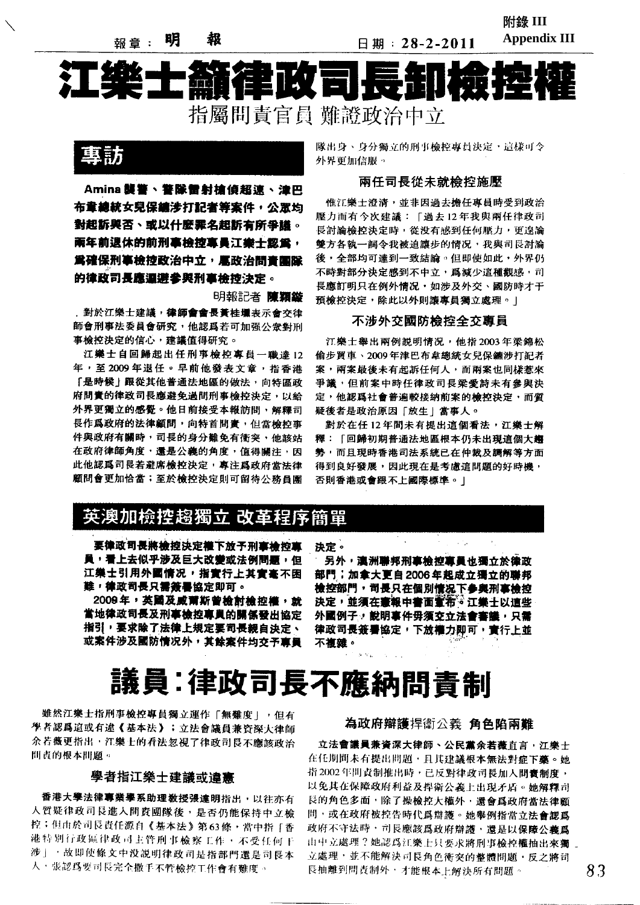報章：明報　　日期：28-2-2011

附錄 III
Appendix III

# 江樂士籲律政司長卸檢控權

## 指屬問責官員 難證政治中立

## 專訪

**Amina襲警、警隊管射槍偵超速、津巴布韋總統女兒保鑣涉打記者等案件，公眾均對起訴與否、或以什麼罪名起訴有所爭議。兩年前退休的前刑事檢控專員江樂士認爲，爲確保刑事檢控政治中立，屬政治問責團隊的律政司長應迴避參與刑事檢控決定。**

明報記者 陳穎緻

對於江樂士建議，律師會會長黃桂耀表示會交律師會刑事法委員會研究，他認爲若可加強公眾對刑事檢控決定的信心，建議值得研究。

江樂士自回歸起出任刑事檢控專員一職達12年，至2009年退任。早前他發表文章，指香港「是時候」跟從其他普通法地區的做法，向特區政府問責的律政司長應避免過問刑事檢控決定，以給外界更獨立的感覺。他日前接受本報訪問，解釋司長作爲政府的法律顧問，向特首問責，但當檢控事件與政府有關時，司長的身分難免有衝突，他該站在政府律師角度，還是公義的角度，值得關注，因此他認爲司長若避席檢控決定，專注爲政府當法律顧問會更加恰當；至於檢控決定則可留待公務員團隊出身、身分獨立的刑事檢控專員決定，這樣可令外界更加信服。

### 兩任司長從未就檢控施壓

惟江樂士澄清，並非因過去擔任專員時受到政治壓力而有今次建議：「過去12年我與兩任律政司長討論檢控決定時，從沒有感到任何壓力，更遑論雙方各執一詞令我被迫讓步的情況，我與司長討論後，全部均可達到一致結論。但即使如此，外界仍不時對部分決定感到不中立，爲減少這種觀感，司長應訂明只在例外情況，如涉及外交、國防時才干預檢控決定，除此以外則讓專員獨立處理。」

### 不涉外交國防檢控全交專員

江樂士舉出兩例說明情況，他指2003年梁錦松偷步買車、2009年津巴布韋總統女兒保鑣涉打記者案，兩案最後未有起訴任何人，而兩案也同樣惹來爭議，但前案中時任律政司長梁愛詩未有參與決定，他認爲社會普遍較接納前案的檢控決定，而質疑後者是政治原因「放生」當事人。

對於在任12年間未有提出這個看法，江樂士解釋：「回歸初期普通法地區根本仍未出現這個大趨勢，而且現時香港司法系統已在仲裁及調解等方面得到良好發展，因此現在是考慮這問題的好時機，否則香港或會跟不上國際標準。」

## 英澳加檢控趨獨立 改革程序簡單

**要律政司長將檢控決定權下放予刑事檢控專員，看上去似乎涉及巨大改變或法例問題，但江樂士引用外國情況，指實行上其實毫不困難，律政司長只需簽署協定即可。**

**2009年，英國及威爾斯曾檢討檢控權，就當地律政司長及刑事檢控專員的關係發出協定指引，要求除了法律上規定要司長親自決定、或案件涉及國防情況外，其餘案件均交予專員決定。**

**另外，澳洲聯邦刑事檢控專員也獨立於律政部門；加拿大更自2006年起成立獨立的聯邦檢控部門，司長只在個別情況下參與刑事檢控決定，並須在憲報中書面宣布。江樂士以這些外國例子，說明事件毋須交立法會審議，只需律政司長簽署協定，下放權力即可，實行上並不複雜。**

# 議員：律政司長不應納問責制

雖然江樂士指刑事檢控專員獨立運作「無難度」，但有學者認爲這或有違《基本法》；立法會議員兼資深大律師余若薇更指出，江樂士的看法忽視了律政司長不應該政治問責的根本問題。

### 學者指江樂士建議或違憲

香港大學法律專業學系助理教授張達明指出，以往亦有人質疑律政司長進入問責團隊後，是否仍能保持中立檢控；但由於司長責任源自《基本法》第63條，當中指「香港特別行政區律政司主管刑事檢察工作，不受任何干涉」，故即使條文中沒說明律政司是指部門還是司長本人，張認爲要司長完全撤手不管檢控工作會有難度。

### 為政府辯護捍衛公義 角色陷兩難

立法會議員兼資深大律師、公民黨余若薇直言，江樂士在任期間未有提出問題，且其建議根本無法對症下藥。她指2002年問責制推出時，已反對律政司長加入問責制度，以免其在保障政府利益及捍衛公義上出現矛盾。她解釋司長的角色多面，除了操檢控大權外，還會爲政府當法律顧問，或在政府被控告時代爲辯護。她舉例指當立法會認爲政府不守法時，司長應該爲政府辯護，還是以保障公義爲由中立處理？她認爲江樂士只要求將刑事檢控權抽出來獨立處理，並不能解決司長角色衝突的整體問題，反之將司長抽離到問責制外，才能根本上解決所有問題。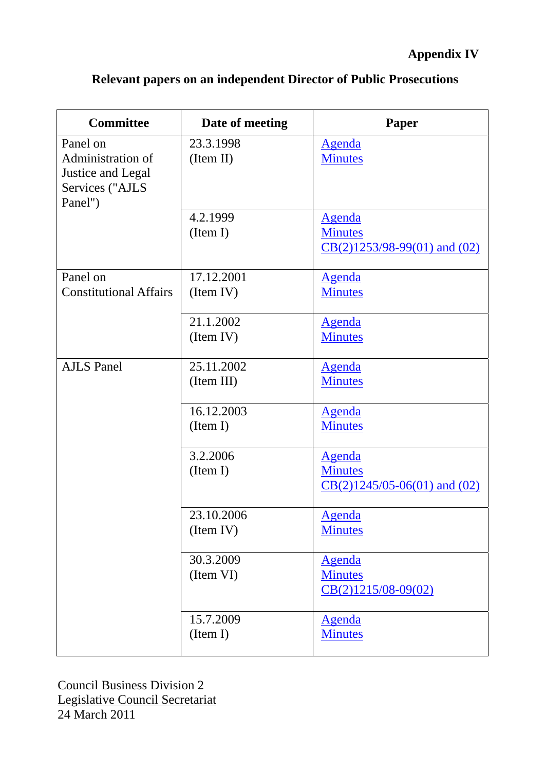**Appendix IV**

**Relevant papers on an independent Director of Public Prosecutions**

| Committee | Date of meeting | Paper |
|---|---|---|
| Panel on Administration of Justice and Legal Services ("AJLS Panel") | 23.3.1998 (Item II) | Agenda<br>Minutes |
| | 4.2.1999 (Item I) | Agenda<br>Minutes<br>CB(2)1253/98-99(01) and (02) |
| Panel on Constitutional Affairs | 17.12.2001 (Item IV) | Agenda<br>Minutes |
| | 21.1.2002 (Item IV) | Agenda<br>Minutes |
| AJLS Panel | 25.11.2002 (Item III) | Agenda<br>Minutes |
| | 16.12.2003 (Item I) | Agenda<br>Minutes |
| | 3.2.2006 (Item I) | Agenda<br>Minutes<br>CB(2)1245/05-06(01) and (02) |
| | 23.10.2006 (Item IV) | Agenda<br>Minutes |
| | 30.3.2009 (Item VI) | Agenda<br>Minutes<br>CB(2)1215/08-09(02) |
| | 15.7.2009 (Item I) | Agenda<br>Minutes |

Council Business Division 2
Legislative Council Secretariat
24 March 2011